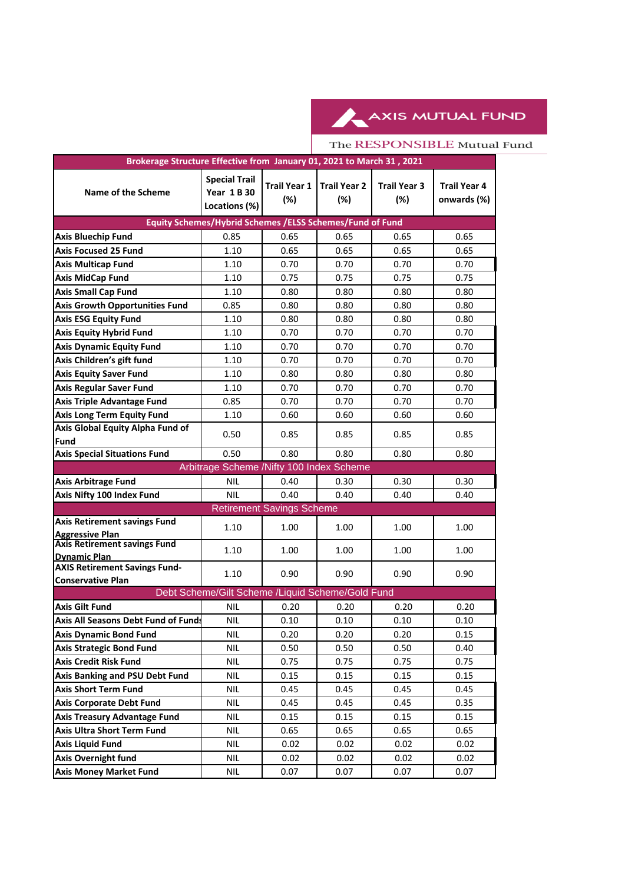AXIS MUTUAL FUND

The RESPONSIBLE Mutual Fund

| Brokerage Structure Effective from January 01, 2021 to March 31 , 2021 | | | | | |
|---|---|---|---|---|---|
| **Name of the Scheme** | **Special Trail Year 1 B 30 Locations (%)** | **Trail Year 1 (%)** | **Trail Year 2 (%)** | **Trail Year 3 (%)** | **Trail Year 4 onwards (%)** |
| **Equity Schemes/Hybrid Schemes /ELSS Schemes/Fund of Fund** | | | | | |
| **Axis Bluechip Fund** | 0.85 | 0.65 | 0.65 | 0.65 | 0.65 |
| **Axis Focused 25 Fund** | 1.10 | 0.65 | 0.65 | 0.65 | 0.65 |
| **Axis Multicap Fund** | 1.10 | 0.70 | 0.70 | 0.70 | 0.70 |
| **Axis MidCap Fund** | 1.10 | 0.75 | 0.75 | 0.75 | 0.75 |
| **Axis Small Cap Fund** | 1.10 | 0.80 | 0.80 | 0.80 | 0.80 |
| **Axis Growth Opportunities Fund** | 0.85 | 0.80 | 0.80 | 0.80 | 0.80 |
| **Axis ESG Equity Fund** | 1.10 | 0.80 | 0.80 | 0.80 | 0.80 |
| **Axis Equity Hybrid Fund** | 1.10 | 0.70 | 0.70 | 0.70 | 0.70 |
| **Axis Dynamic Equity Fund** | 1.10 | 0.70 | 0.70 | 0.70 | 0.70 |
| **Axis Children's gift fund** | 1.10 | 0.70 | 0.70 | 0.70 | 0.70 |
| **Axis Equity Saver Fund** | 1.10 | 0.80 | 0.80 | 0.80 | 0.80 |
| **Axis Regular Saver Fund** | 1.10 | 0.70 | 0.70 | 0.70 | 0.70 |
| **Axis Triple Advantage Fund** | 0.85 | 0.70 | 0.70 | 0.70 | 0.70 |
| **Axis Long Term Equity Fund** | 1.10 | 0.60 | 0.60 | 0.60 | 0.60 |
| **Axis Global Equity Alpha Fund of Fund** | 0.50 | 0.85 | 0.85 | 0.85 | 0.85 |
| **Axis Special Situations Fund** | 0.50 | 0.80 | 0.80 | 0.80 | 0.80 |
| Arbitrage Scheme /Nifty 100 Index Scheme | | | | | |
| **Axis Arbitrage Fund** | NIL | 0.40 | 0.30 | 0.30 | 0.30 |
| **Axis Nifty 100 Index Fund** | NIL | 0.40 | 0.40 | 0.40 | 0.40 |
| Retirement Savings Scheme | | | | | |
| **Axis Retirement savings Fund Aggressive Plan** | 1.10 | 1.00 | 1.00 | 1.00 | 1.00 |
| **Axis Retirement savings Fund Dynamic Plan** | 1.10 | 1.00 | 1.00 | 1.00 | 1.00 |
| **AXIS Retirement Savings Fund-Conservative Plan** | 1.10 | 0.90 | 0.90 | 0.90 | 0.90 |
| Debt Scheme/Gilt Scheme /Liquid Scheme/Gold Fund | | | | | |
| **Axis Gilt Fund** | NIL | 0.20 | 0.20 | 0.20 | 0.20 |
| **Axis All Seasons Debt Fund of Funds** | NIL | 0.10 | 0.10 | 0.10 | 0.10 |
| **Axis Dynamic Bond Fund** | NIL | 0.20 | 0.20 | 0.20 | 0.15 |
| **Axis Strategic Bond Fund** | NIL | 0.50 | 0.50 | 0.50 | 0.40 |
| **Axis Credit Risk Fund** | NIL | 0.75 | 0.75 | 0.75 | 0.75 |
| **Axis Banking and PSU Debt Fund** | NIL | 0.15 | 0.15 | 0.15 | 0.15 |
| **Axis Short Term Fund** | NIL | 0.45 | 0.45 | 0.45 | 0.45 |
| **Axis Corporate Debt Fund** | NIL | 0.45 | 0.45 | 0.45 | 0.35 |
| **Axis Treasury Advantage Fund** | NIL | 0.15 | 0.15 | 0.15 | 0.15 |
| **Axis Ultra Short Term Fund** | NIL | 0.65 | 0.65 | 0.65 | 0.65 |
| **Axis Liquid Fund** | NIL | 0.02 | 0.02 | 0.02 | 0.02 |
| **Axis Overnight fund** | NIL | 0.02 | 0.02 | 0.02 | 0.02 |
| **Axis Money Market Fund** | NIL | 0.07 | 0.07 | 0.07 | 0.07 |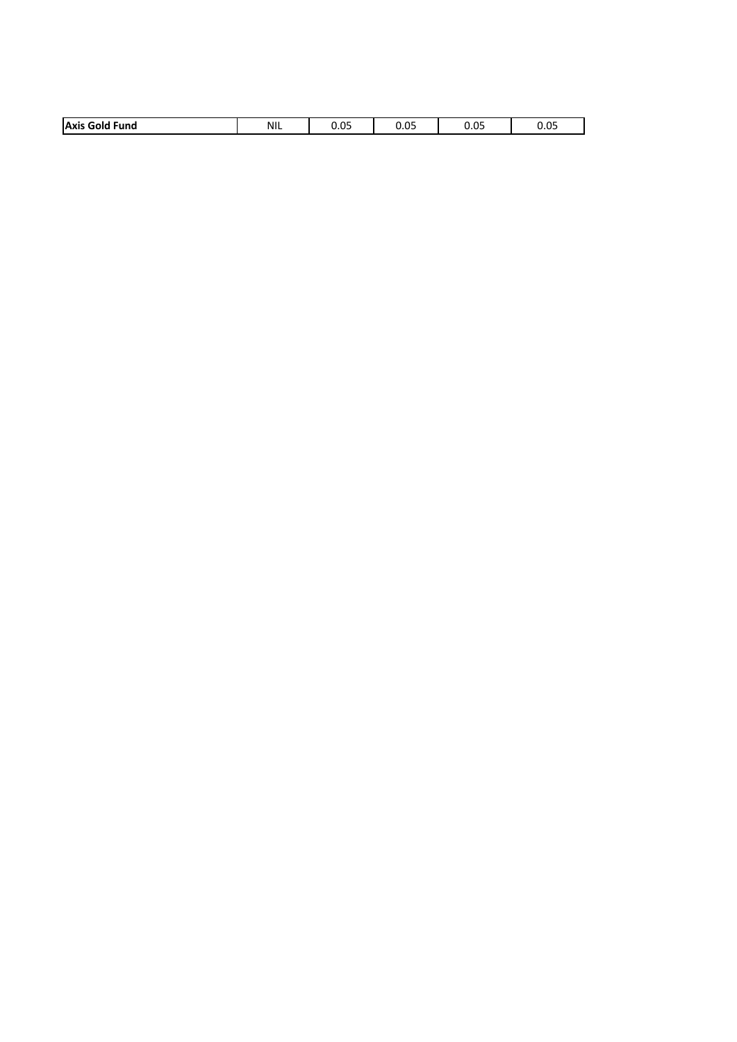| | | | | | |
|---|---|---|---|---|---|
| **Axis Gold Fund** | NIL | 0.05 | 0.05 | 0.05 | 0.05 |